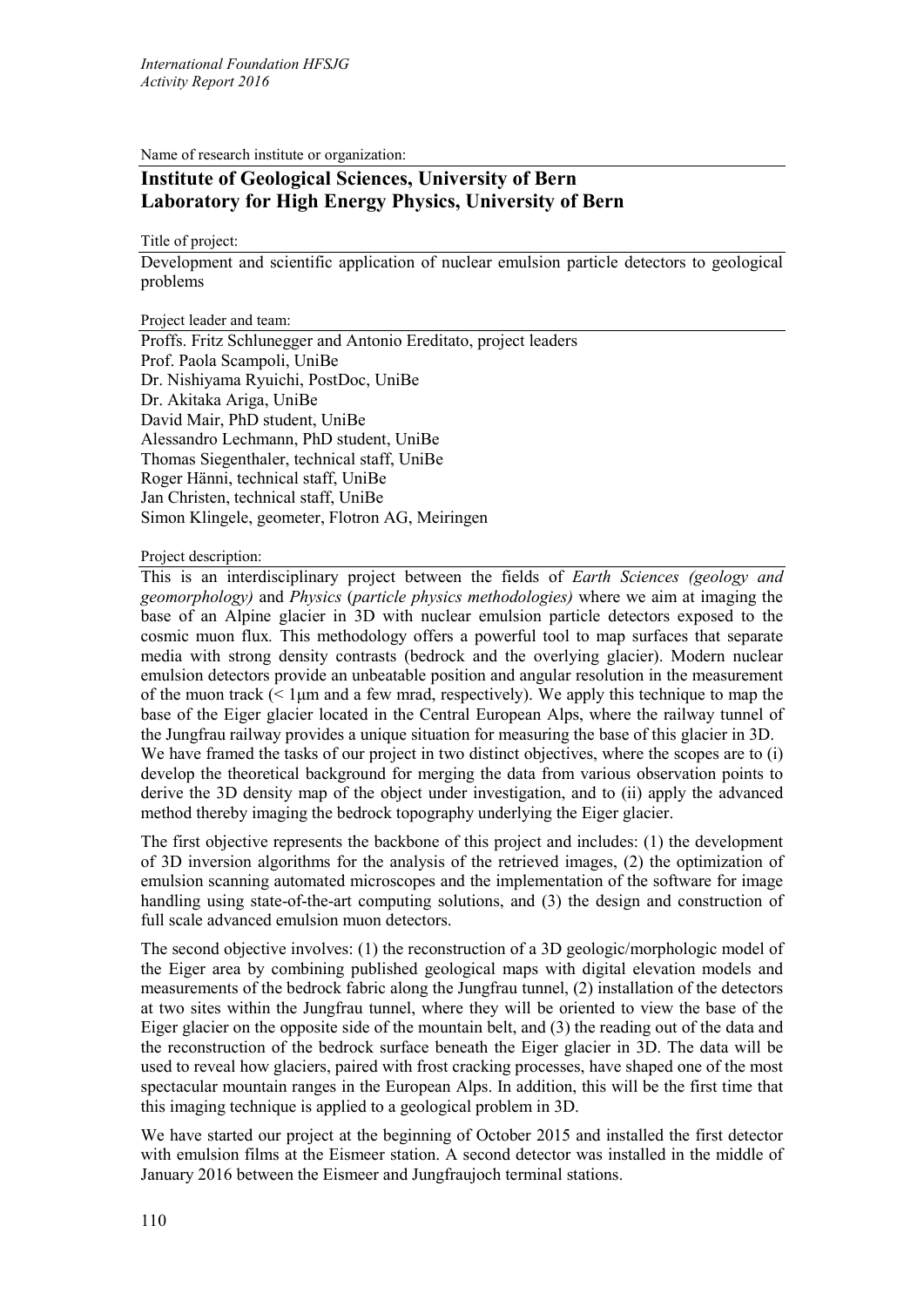Name of research institute or organization:

## Institute of Geological Sciences, University of Bern
## Laboratory for High Energy Physics, University of Bern

Title of project:

Development and scientific application of nuclear emulsion particle detectors to geological problems

Project leader and team:

Proffs. Fritz Schlunegger and Antonio Ereditato, project leaders
Prof. Paola Scampoli, UniBe
Dr. Nishiyama Ryuichi, PostDoc, UniBe
Dr. Akitaka Ariga, UniBe
David Mair, PhD student, UniBe
Alessandro Lechmann, PhD student, UniBe
Thomas Siegenthaler, technical staff, UniBe
Roger Hänni, technical staff, UniBe
Jan Christen, technical staff, UniBe
Simon Klingele, geometer, Flotron AG, Meiringen

Project description:

This is an interdisciplinary project between the fields of *Earth Sciences (geology and geomorphology)* and *Physics* (*particle physics methodologies)* where we aim at imaging the base of an Alpine glacier in 3D with nuclear emulsion particle detectors exposed to the cosmic muon flux. This methodology offers a powerful tool to map surfaces that separate media with strong density contrasts (bedrock and the overlying glacier). Modern nuclear emulsion detectors provide an unbeatable position and angular resolution in the measurement of the muon track (< 1μm and a few mrad, respectively). We apply this technique to map the base of the Eiger glacier located in the Central European Alps, where the railway tunnel of the Jungfrau railway provides a unique situation for measuring the base of this glacier in 3D.
We have framed the tasks of our project in two distinct objectives, where the scopes are to (i) develop the theoretical background for merging the data from various observation points to derive the 3D density map of the object under investigation, and to (ii) apply the advanced method thereby imaging the bedrock topography underlying the Eiger glacier.

The first objective represents the backbone of this project and includes: (1) the development of 3D inversion algorithms for the analysis of the retrieved images, (2) the optimization of emulsion scanning automated microscopes and the implementation of the software for image handling using state-of-the-art computing solutions, and (3) the design and construction of full scale advanced emulsion muon detectors.

The second objective involves: (1) the reconstruction of a 3D geologic/morphologic model of the Eiger area by combining published geological maps with digital elevation models and measurements of the bedrock fabric along the Jungfrau tunnel, (2) installation of the detectors at two sites within the Jungfrau tunnel, where they will be oriented to view the base of the Eiger glacier on the opposite side of the mountain belt, and (3) the reading out of the data and the reconstruction of the bedrock surface beneath the Eiger glacier in 3D. The data will be used to reveal how glaciers, paired with frost cracking processes, have shaped one of the most spectacular mountain ranges in the European Alps. In addition, this will be the first time that this imaging technique is applied to a geological problem in 3D.

We have started our project at the beginning of October 2015 and installed the first detector with emulsion films at the Eismeer station. A second detector was installed in the middle of January 2016 between the Eismeer and Jungfraujoch terminal stations.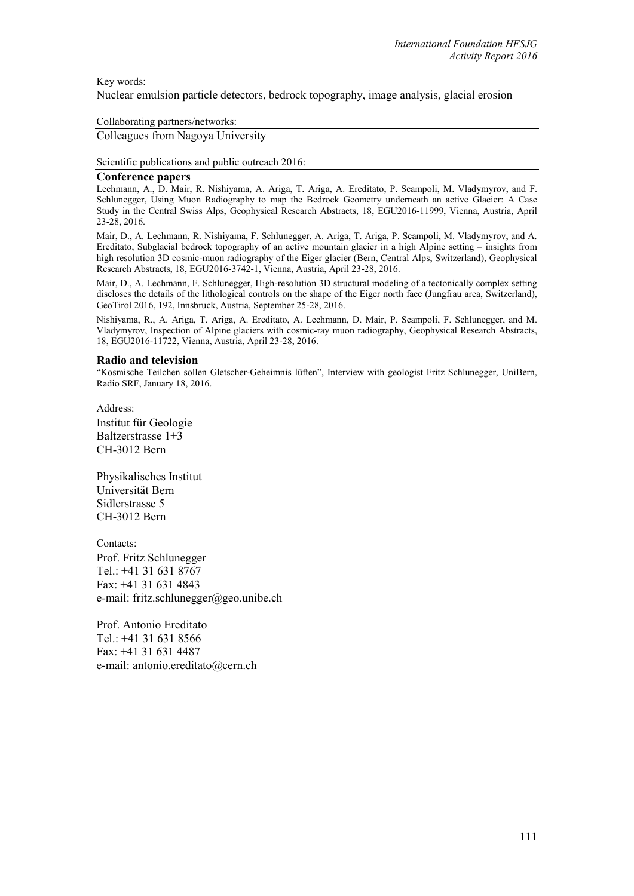Key words:

Nuclear emulsion particle detectors, bedrock topography, image analysis, glacial erosion

Collaborating partners/networks:

Colleagues from Nagoya University

Scientific publications and public outreach 2016:

**Conference papers**

Lechmann, A., D. Mair, R. Nishiyama, A. Ariga, T. Ariga, A. Ereditato, P. Scampoli, M. Vladymyrov, and F. Schlunegger, Using Muon Radiography to map the Bedrock Geometry underneath an active Glacier: A Case Study in the Central Swiss Alps, Geophysical Research Abstracts, 18, EGU2016-11999, Vienna, Austria, April 23-28, 2016.

Mair, D., A. Lechmann, R. Nishiyama, F. Schlunegger, A. Ariga, T. Ariga, P. Scampoli, M. Vladymyrov, and A. Ereditato, Subglacial bedrock topography of an active mountain glacier in a high Alpine setting – insights from high resolution 3D cosmic-muon radiography of the Eiger glacier (Bern, Central Alps, Switzerland), Geophysical Research Abstracts, 18, EGU2016-3742-1, Vienna, Austria, April 23-28, 2016.

Mair, D., A. Lechmann, F. Schlunegger, High-resolution 3D structural modeling of a tectonically complex setting discloses the details of the lithological controls on the shape of the Eiger north face (Jungfrau area, Switzerland), GeoTirol 2016, 192, Innsbruck, Austria, September 25-28, 2016.

Nishiyama, R., A. Ariga, T. Ariga, A. Ereditato, A. Lechmann, D. Mair, P. Scampoli, F. Schlunegger, and M. Vladymyrov, Inspection of Alpine glaciers with cosmic-ray muon radiography, Geophysical Research Abstracts, 18, EGU2016-11722, Vienna, Austria, April 23-28, 2016.

**Radio and television**

"Kosmische Teilchen sollen Gletscher-Geheimnis lüften", Interview with geologist Fritz Schlunegger, UniBern, Radio SRF, January 18, 2016.

Address:

Institut für Geologie
Baltzerstrasse 1+3
CH-3012 Bern

Physikalisches Institut
Universität Bern
Sidlerstrasse 5
CH-3012 Bern

Contacts:

Prof. Fritz Schlunegger
Tel.: +41 31 631 8767
Fax: +41 31 631 4843
e-mail: fritz.schlunegger@geo.unibe.ch

Prof. Antonio Ereditato
Tel.: +41 31 631 8566
Fax: +41 31 631 4487
e-mail: antonio.ereditato@cern.ch